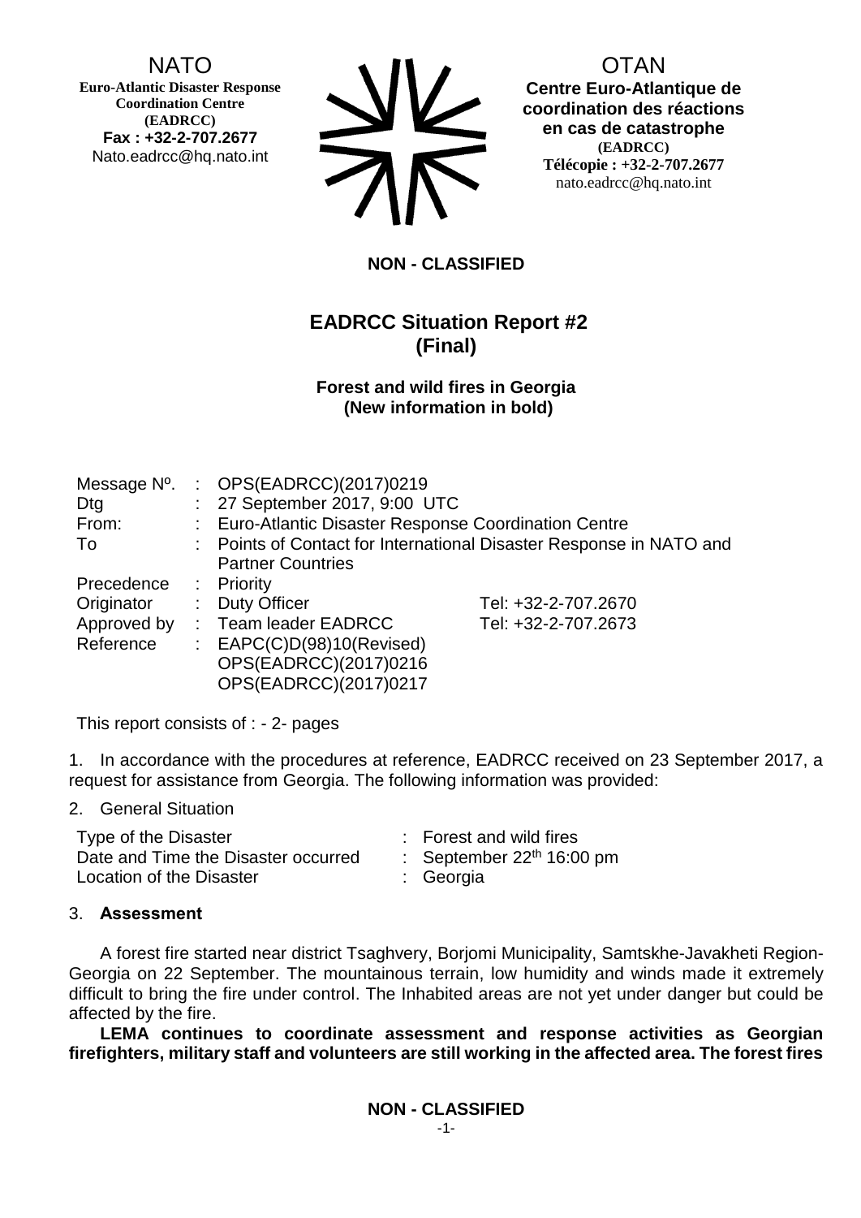NATO

**Euro-Atlantic Disaster Response Coordination Centre (EADRCC)**
**Fax : +32-2-707.2677**
Nato.eadrcc@hq.nato.int

OTAN

**Centre Euro-Atlantique de coordination des réactions en cas de catastrophe**
**(EADRCC)**
**Télécopie : +32-2-707.2677**
nato.eadrcc@hq.nato.int

**NON - CLASSIFIED**

## EADRCC Situation Report #2 (Final)

### Forest and wild fires in Georgia (New information in bold)

| | | | |
|---|---|---|---|
| Message Nº. | : | OPS(EADRCC)(2017)0219 | |
| Dtg | : | 27 September 2017, 9:00 UTC | |
| From: | : | Euro-Atlantic Disaster Response Coordination Centre | |
| To | : | Points of Contact for International Disaster Response in NATO and Partner Countries | |
| Precedence | : | Priority | |
| Originator | : | Duty Officer | Tel: +32-2-707.2670 |
| Approved by | : | Team leader EADRCC | Tel: +32-2-707.2673 |
| Reference | : | EAPC(C)D(98)10(Revised)<br>OPS(EADRCC)(2017)0216<br>OPS(EADRCC)(2017)0217 | |

This report consists of : - 2- pages

1. In accordance with the procedures at reference, EADRCC received on 23 September 2017, a request for assistance from Georgia. The following information was provided:

2. General Situation

| | | |
|---|---|---|
| Type of the Disaster | : | Forest and wild fires |
| Date and Time the Disaster occurred | : | September 22nd 16:00 pm |
| Location of the Disaster | : | Georgia |

3. **Assessment**

A forest fire started near district Tsaghvery, Borjomi Municipality, Samtskhe-Javakheti Region-Georgia on 22 September. The mountainous terrain, low humidity and winds made it extremely difficult to bring the fire under control. The Inhabited areas are not yet under danger but could be affected by the fire.

**LEMA continues to coordinate assessment and response activities as Georgian firefighters, military staff and volunteers are still working in the affected area. The forest fires**

**NON - CLASSIFIED**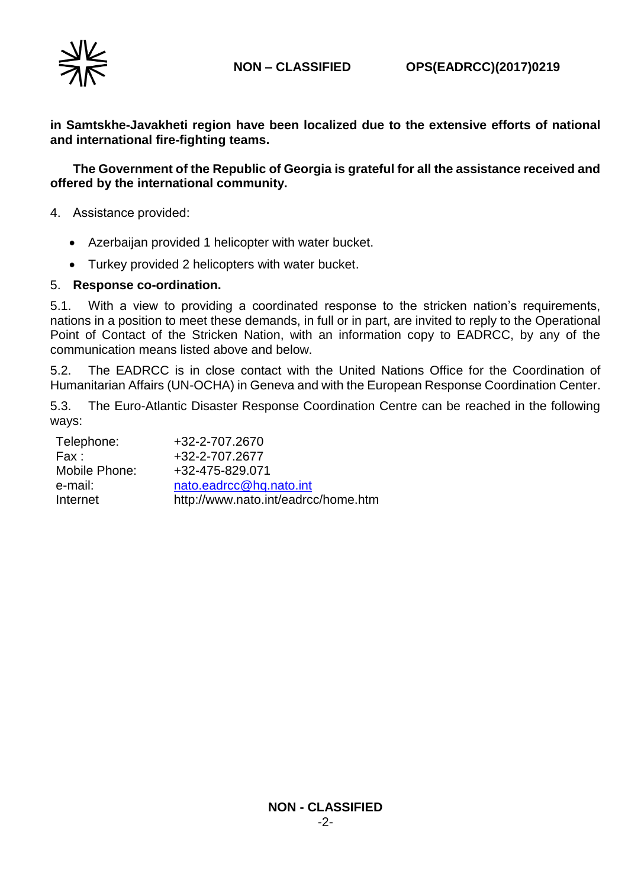**in Samtskhe-Javakheti region have been localized due to the extensive efforts of national and international fire-fighting teams.**

**The Government of the Republic of Georgia is grateful for all the assistance received and offered by the international community.**

4. Assistance provided:

- Azerbaijan provided 1 helicopter with water bucket.
- Turkey provided 2 helicopters with water bucket.

5. **Response co-ordination.**

5.1. With a view to providing a coordinated response to the stricken nation's requirements, nations in a position to meet these demands, in full or in part, are invited to reply to the Operational Point of Contact of the Stricken Nation, with an information copy to EADRCC, by any of the communication means listed above and below.

5.2. The EADRCC is in close contact with the United Nations Office for the Coordination of Humanitarian Affairs (UN-OCHA) in Geneva and with the European Response Coordination Center.

5.3. The Euro-Atlantic Disaster Response Coordination Centre can be reached in the following ways:

| | |
|---|---|
| Telephone: | +32-2-707.2670 |
| Fax : | +32-2-707.2677 |
| Mobile Phone: | +32-475-829.071 |
| e-mail: | nato.eadrcc@hq.nato.int |
| Internet | http://www.nato.int/eadrcc/home.htm |